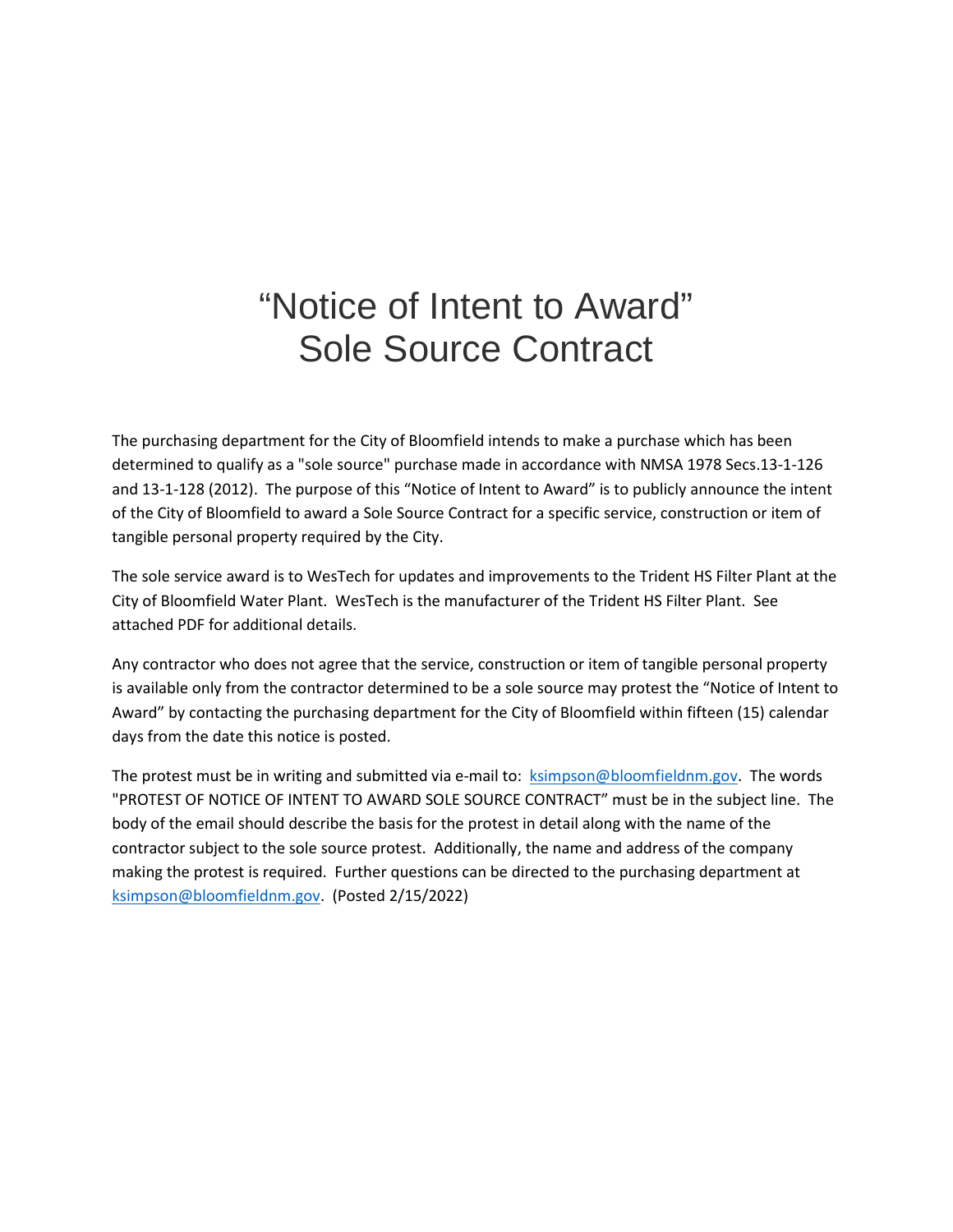# "Notice of Intent to Award" Sole Source Contract

The purchasing department for the City of Bloomfield intends to make a purchase which has been determined to qualify as a "sole source" purchase made in accordance with NMSA 1978 Secs.13-1-126 and 13-1-128 (2012). The purpose of this "Notice of Intent to Award" is to publicly announce the intent of the City of Bloomfield to award a Sole Source Contract for a specific service, construction or item of tangible personal property required by the City.

The sole service award is to WesTech for updates and improvements to the Trident HS Filter Plant at the City of Bloomfield Water Plant. WesTech is the manufacturer of the Trident HS Filter Plant. See attached PDF for additional details.

Any contractor who does not agree that the service, construction or item of tangible personal property is available only from the contractor determined to be a sole source may protest the "Notice of Intent to Award" by contacting the purchasing department for the City of Bloomfield within fifteen (15) calendar days from the date this notice is posted.

The protest must be in writing and submitted via e-mail to: ksimpson@bloomfieldnm.gov. The words "PROTEST OF NOTICE OF INTENT TO AWARD SOLE SOURCE CONTRACT" must be in the subject line. The body of the email should describe the basis for the protest in detail along with the name of the contractor subject to the sole source protest. Additionally, the name and address of the company making the protest is required. Further questions can be directed to the purchasing department at ksimpson@bloomfieldnm.gov. (Posted 2/15/2022)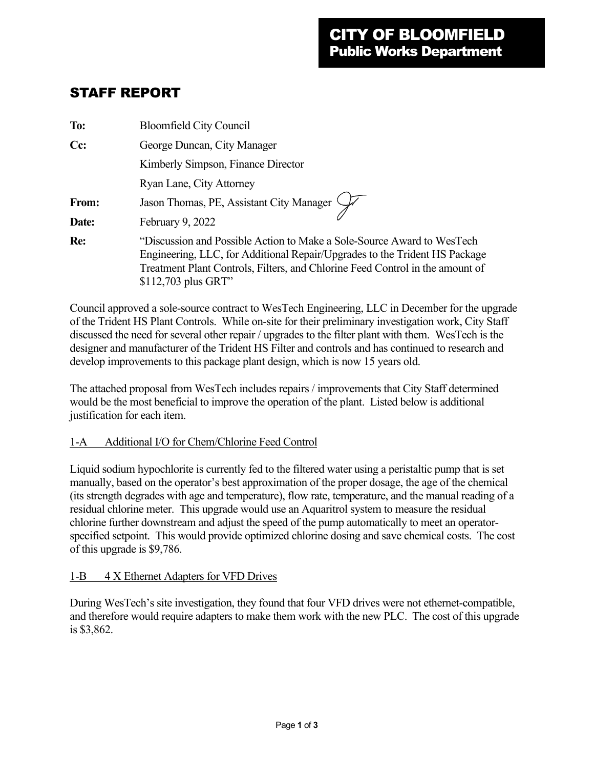# CITY OF BLOOMFIELD
## Public Works Department

# STAFF REPORT

**To:** Bloomfield City Council

**Cc:** George Duncan, City Manager
Kimberly Simpson, Finance Director
Ryan Lane, City Attorney

**From:** Jason Thomas, PE, Assistant City Manager

**Date:** February 9, 2022

**Re:** "Discussion and Possible Action to Make a Sole-Source Award to WesTech Engineering, LLC, for Additional Repair/Upgrades to the Trident HS Package Treatment Plant Controls, Filters, and Chlorine Feed Control in the amount of $112,703 plus GRT"

Council approved a sole-source contract to WesTech Engineering, LLC in December for the upgrade of the Trident HS Plant Controls. While on-site for their preliminary investigation work, City Staff discussed the need for several other repair / upgrades to the filter plant with them. WesTech is the designer and manufacturer of the Trident HS Filter and controls and has continued to research and develop improvements to this package plant design, which is now 15 years old.

The attached proposal from WesTech includes repairs / improvements that City Staff determined would be the most beneficial to improve the operation of the plant. Listed below is additional justification for each item.

1-A Additional I/O for Chem/Chlorine Feed Control

Liquid sodium hypochlorite is currently fed to the filtered water using a peristaltic pump that is set manually, based on the operator's best approximation of the proper dosage, the age of the chemical (its strength degrades with age and temperature), flow rate, temperature, and the manual reading of a residual chlorine meter. This upgrade would use an Aquaritrol system to measure the residual chlorine further downstream and adjust the speed of the pump automatically to meet an operator-specified setpoint. This would provide optimized chlorine dosing and save chemical costs. The cost of this upgrade is $9,786.

1-B 4 X Ethernet Adapters for VFD Drives

During WesTech's site investigation, they found that four VFD drives were not ethernet-compatible, and therefore would require adapters to make them work with the new PLC. The cost of this upgrade is $3,862.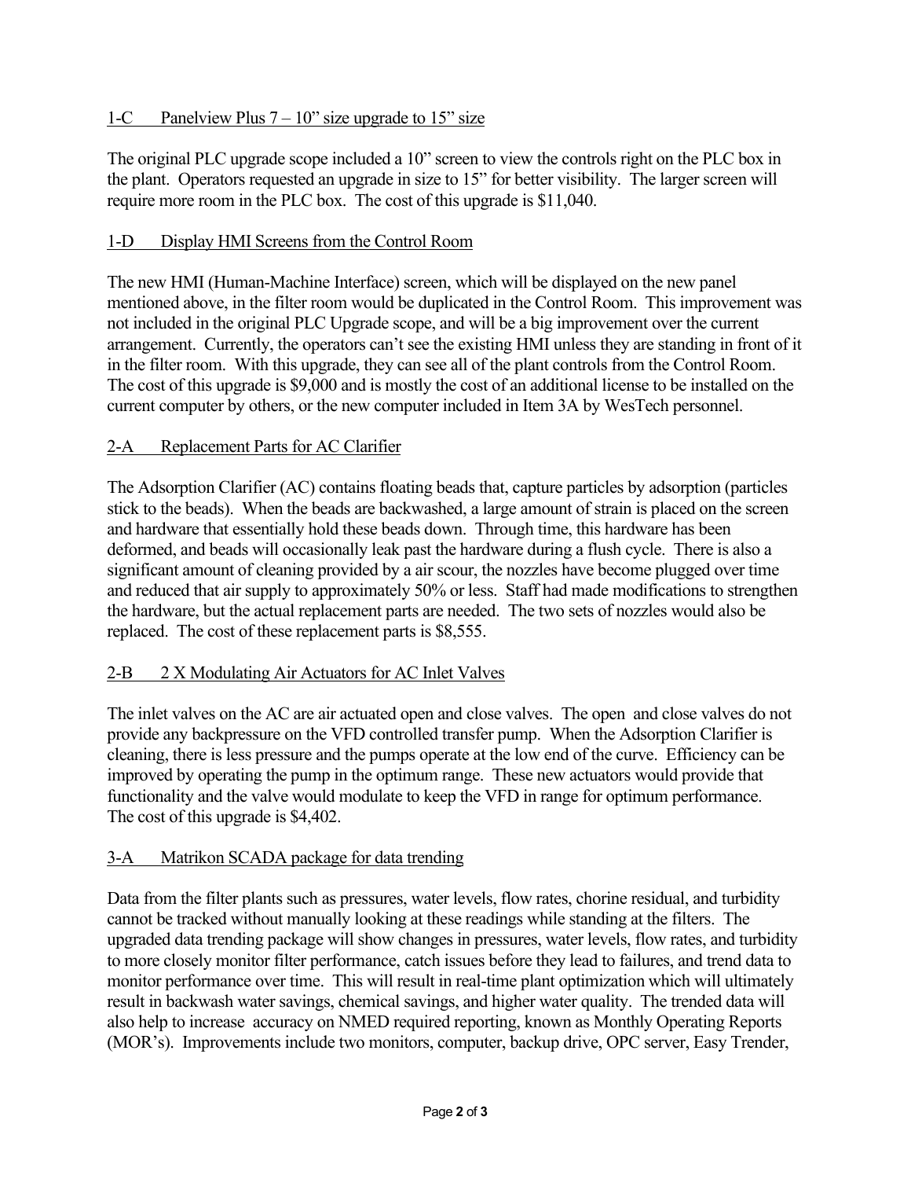<u>1-C Panelview Plus 7 – 10" size upgrade to 15" size</u>

The original PLC upgrade scope included a 10" screen to view the controls right on the PLC box in the plant. Operators requested an upgrade in size to 15" for better visibility. The larger screen will require more room in the PLC box. The cost of this upgrade is $11,040.

<u>1-D Display HMI Screens from the Control Room</u>

The new HMI (Human-Machine Interface) screen, which will be displayed on the new panel mentioned above, in the filter room would be duplicated in the Control Room. This improvement was not included in the original PLC Upgrade scope, and will be a big improvement over the current arrangement. Currently, the operators can't see the existing HMI unless they are standing in front of it in the filter room. With this upgrade, they can see all of the plant controls from the Control Room. The cost of this upgrade is $9,000 and is mostly the cost of an additional license to be installed on the current computer by others, or the new computer included in Item 3A by WesTech personnel.

<u>2-A Replacement Parts for AC Clarifier</u>

The Adsorption Clarifier (AC) contains floating beads that, capture particles by adsorption (particles stick to the beads). When the beads are backwashed, a large amount of strain is placed on the screen and hardware that essentially hold these beads down. Through time, this hardware has been deformed, and beads will occasionally leak past the hardware during a flush cycle. There is also a significant amount of cleaning provided by a air scour, the nozzles have become plugged over time and reduced that air supply to approximately 50% or less. Staff had made modifications to strengthen the hardware, but the actual replacement parts are needed. The two sets of nozzles would also be replaced. The cost of these replacement parts is $8,555.

<u>2-B 2 X Modulating Air Actuators for AC Inlet Valves</u>

The inlet valves on the AC are air actuated open and close valves. The open and close valves do not provide any backpressure on the VFD controlled transfer pump. When the Adsorption Clarifier is cleaning, there is less pressure and the pumps operate at the low end of the curve. Efficiency can be improved by operating the pump in the optimum range. These new actuators would provide that functionality and the valve would modulate to keep the VFD in range for optimum performance. The cost of this upgrade is $4,402.

<u>3-A Matrikon SCADA package for data trending</u>

Data from the filter plants such as pressures, water levels, flow rates, chorine residual, and turbidity cannot be tracked without manually looking at these readings while standing at the filters. The upgraded data trending package will show changes in pressures, water levels, flow rates, and turbidity to more closely monitor filter performance, catch issues before they lead to failures, and trend data to monitor performance over time. This will result in real-time plant optimization which will ultimately result in backwash water savings, chemical savings, and higher water quality. The trended data will also help to increase accuracy on NMED required reporting, known as Monthly Operating Reports (MOR's). Improvements include two monitors, computer, backup drive, OPC server, Easy Trender,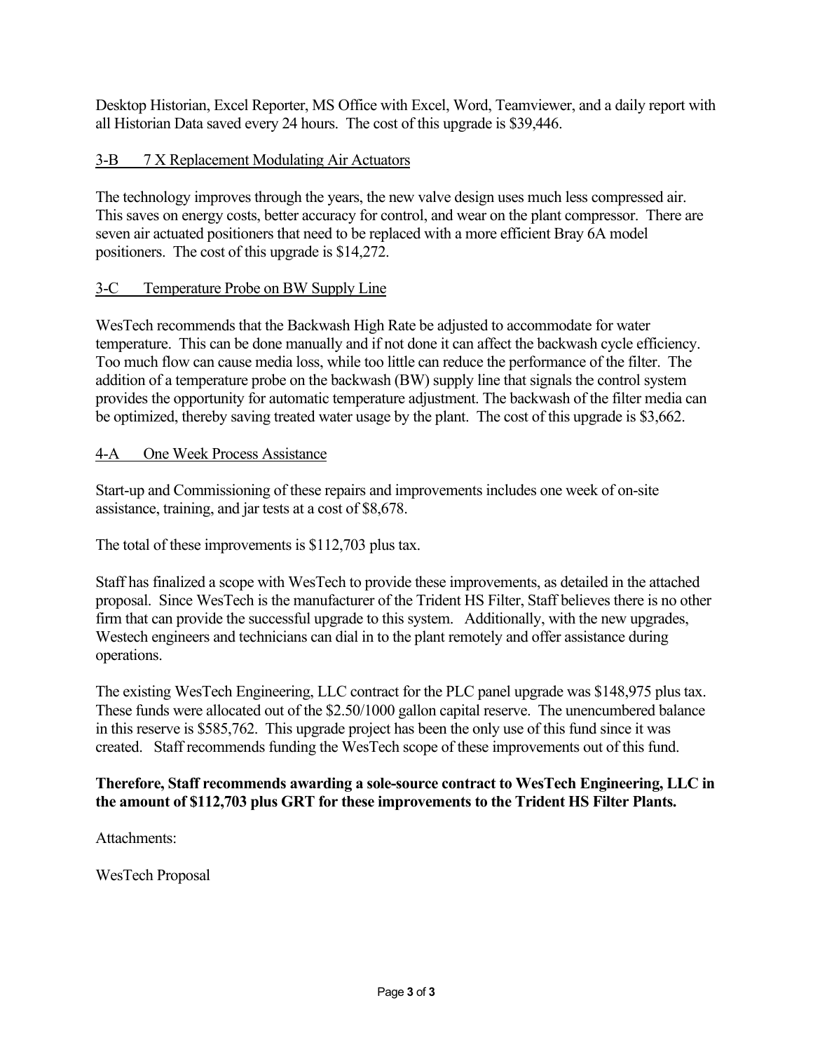Desktop Historian, Excel Reporter, MS Office with Excel, Word, Teamviewer, and a daily report with all Historian Data saved every 24 hours. The cost of this upgrade is $39,446.

### 3-B 7 X Replacement Modulating Air Actuators

The technology improves through the years, the new valve design uses much less compressed air. This saves on energy costs, better accuracy for control, and wear on the plant compressor. There are seven air actuated positioners that need to be replaced with a more efficient Bray 6A model positioners. The cost of this upgrade is $14,272.

### 3-C Temperature Probe on BW Supply Line

WesTech recommends that the Backwash High Rate be adjusted to accommodate for water temperature. This can be done manually and if not done it can affect the backwash cycle efficiency. Too much flow can cause media loss, while too little can reduce the performance of the filter. The addition of a temperature probe on the backwash (BW) supply line that signals the control system provides the opportunity for automatic temperature adjustment. The backwash of the filter media can be optimized, thereby saving treated water usage by the plant. The cost of this upgrade is $3,662.

### 4-A One Week Process Assistance

Start-up and Commissioning of these repairs and improvements includes one week of on-site assistance, training, and jar tests at a cost of $8,678.

The total of these improvements is $112,703 plus tax.

Staff has finalized a scope with WesTech to provide these improvements, as detailed in the attached proposal. Since WesTech is the manufacturer of the Trident HS Filter, Staff believes there is no other firm that can provide the successful upgrade to this system. Additionally, with the new upgrades, Westech engineers and technicians can dial in to the plant remotely and offer assistance during operations.

The existing WesTech Engineering, LLC contract for the PLC panel upgrade was $148,975 plus tax. These funds were allocated out of the $2.50/1000 gallon capital reserve. The unencumbered balance in this reserve is $585,762. This upgrade project has been the only use of this fund since it was created. Staff recommends funding the WesTech scope of these improvements out of this fund.

**Therefore, Staff recommends awarding a sole-source contract to WesTech Engineering, LLC in the amount of $112,703 plus GRT for these improvements to the Trident HS Filter Plants.**

Attachments:

WesTech Proposal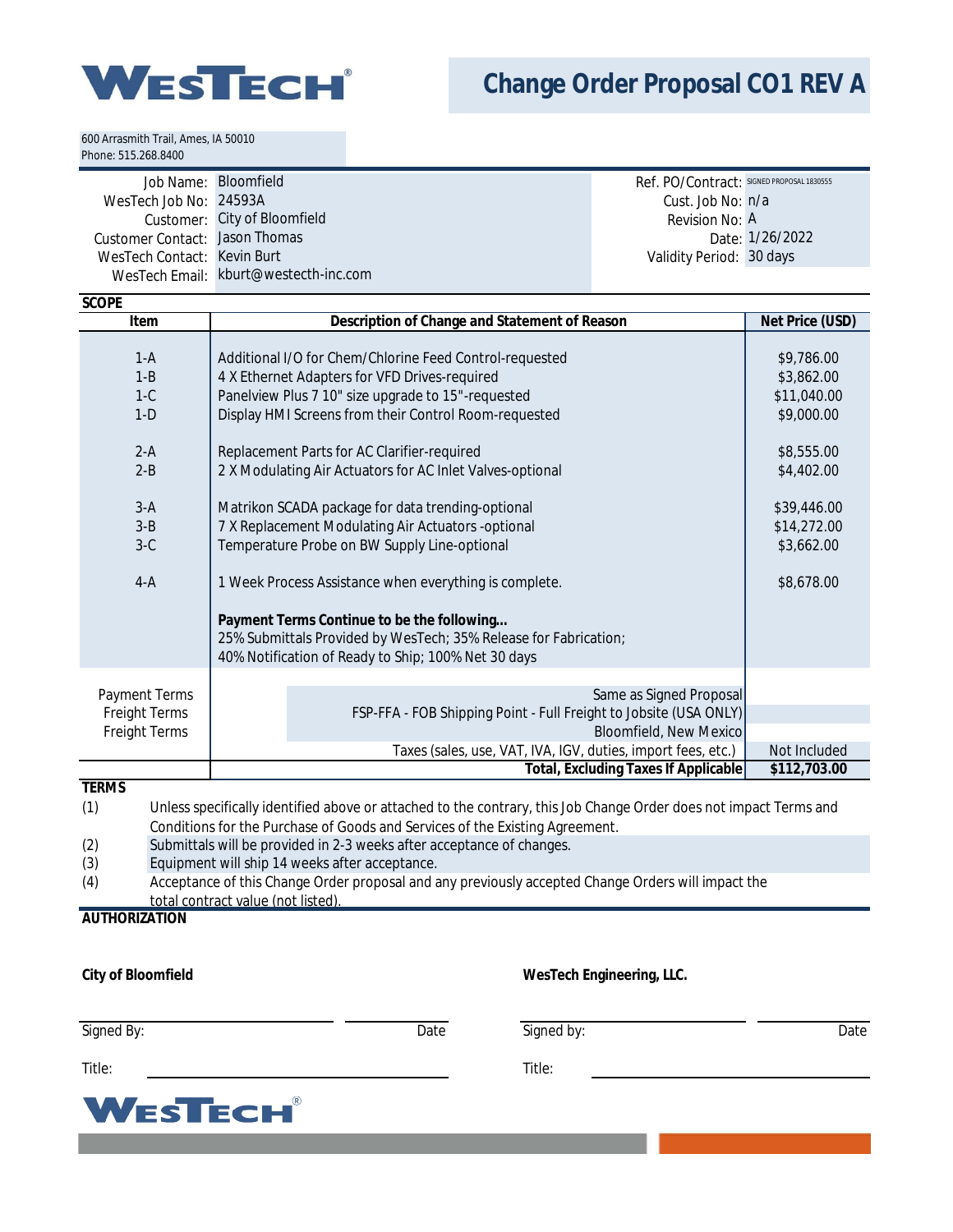WESTECH®

# Change Order Proposal CO1 REV A

600 Arrasmith Trail, Ames, IA 50010
Phone: 515.268.8400

| | | | |
|---|---|---|---|
| Job Name: | Bloomfield | Ref. PO/Contract: | SIGNED PROPOSAL 1830555 |
| WesTech Job No: | 24593A | Cust. Job No: | n/a |
| Customer: | City of Bloomfield | Revision No: | A |
| Customer Contact: | Jason Thomas | Date: | 1/26/2022 |
| WesTech Contact: | Kevin Burt | Validity Period: | 30 days |
| WesTech Email: | kburt@westech-inc.com | | |

**SCOPE**

| Item | Description of Change and Statement of Reason | Net Price (USD) |
|---|---|---|
| 1-A | Additional I/O for Chem/Chlorine Feed Control-requested | $9,786.00 |
| 1-B | 4 X Ethernet Adapters for VFD Drives-required | $3,862.00 |
| 1-C | Panelview Plus 7 10" size upgrade to 15"-requested | $11,040.00 |
| 1-D | Display HMI Screens from their Control Room-requested | $9,000.00 |
| 2-A | Replacement Parts for AC Clarifier-required | $8,555.00 |
| 2-B | 2 X Modulating Air Actuators for AC Inlet Valves-optional | $4,402.00 |
| 3-A | Matrikon SCADA package for data trending-optional | $39,446.00 |
| 3-B | 7 X Replacement Modulating Air Actuators -optional | $14,272.00 |
| 3-C | Temperature Probe on BW Supply Line-optional | $3,662.00 |
| 4-A | 1 Week Process Assistance when everything is complete. | $8,678.00 |
| | **Payment Terms Continue to be the following...** 25% Submittals Provided by WesTech; 35% Release for Fabrication; 40% Notification of Ready to Ship; 100% Net 30 days | |
| Payment Terms | Same as Signed Proposal | |
| Freight Terms | FSP-FFA - FOB Shipping Point - Full Freight to Jobsite (USA ONLY) | |
| Freight Terms | Bloomfield, New Mexico | |
| | Taxes (sales, use, VAT, IVA, IGV, duties, import fees, etc.) | Not Included |
| | **Total, Excluding Taxes If Applicable** | **$112,703.00** |

**TERMS**

(1) Unless specifically identified above or attached to the contrary, this Job Change Order does not impact Terms and Conditions for the Purchase of Goods and Services of the Existing Agreement.

(2) Submittals will be provided in 2-3 weeks after acceptance of changes.

(3) Equipment will ship 14 weeks after acceptance.

(4) Acceptance of this Change Order proposal and any previously accepted Change Orders will impact the total contract value (not listed).

**AUTHORIZATION**

**City of Bloomfield**

Signed By: ____________________ Date ________

Title: ____________________

**WesTech Engineering, LLC.**

Signed by: ____________________ Date ________

Title: ____________________

WESTECH®